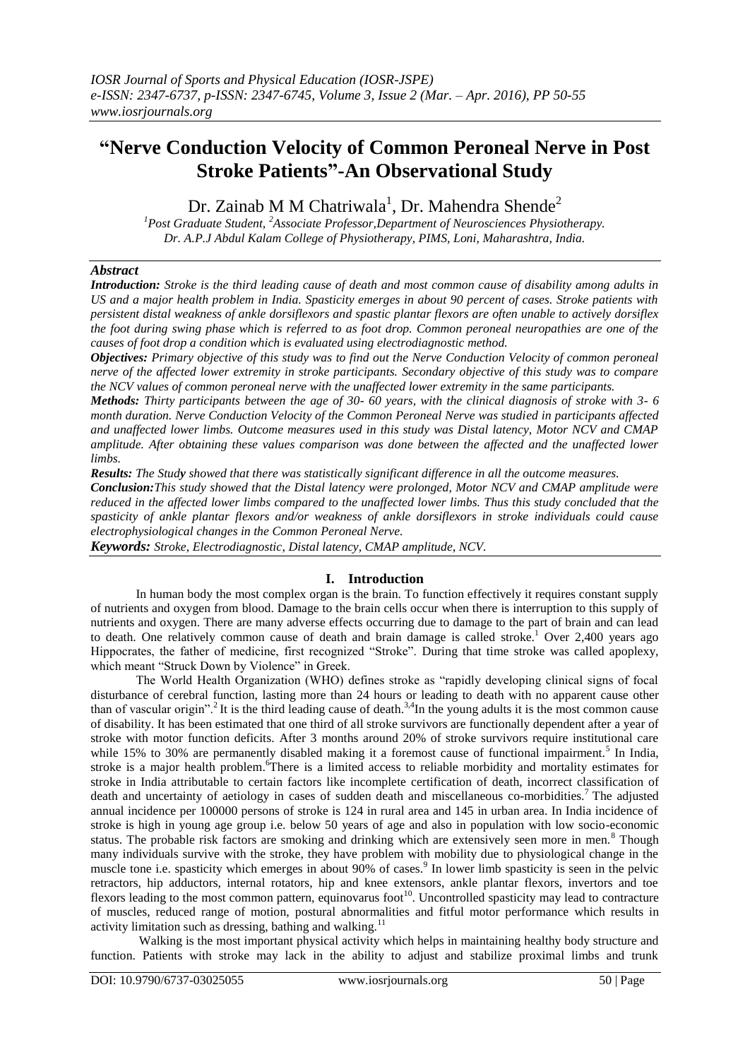# "Nerve Conduction Velocity of Common Peroneal Nerve in Post Stroke Patients"-An Observational Study

Dr. Zainab M M Chatriwala[1], Dr. Mahendra Shende[2]

[1]Post Graduate Student, [2]Associate Professor,Department of Neurosciences Physiotherapy.
Dr. A.P.J Abdul Kalam College of Physiotherapy, PIMS, Loni, Maharashtra, India.

## Abstract

***Introduction:*** *Stroke is the third leading cause of death and most common cause of disability among adults in US and a major health problem in India. Spasticity emerges in about 90 percent of cases. Stroke patients with persistent distal weakness of ankle dorsiflexors and spastic plantar flexors are often unable to actively dorsiflex the foot during swing phase which is referred to as foot drop. Common peroneal neuropathies are one of the causes of foot drop a condition which is evaluated using electrodiagnostic method.*

***Objectives:*** *Primary objective of this study was to find out the Nerve Conduction Velocity of common peroneal nerve of the affected lower extremity in stroke participants. Secondary objective of this study was to compare the NCV values of common peroneal nerve with the unaffected lower extremity in the same participants.*

***Methods:*** *Thirty participants between the age of 30- 60 years, with the clinical diagnosis of stroke with 3- 6 month duration. Nerve Conduction Velocity of the Common Peroneal Nerve was studied in participants affected and unaffected lower limbs. Outcome measures used in this study was Distal latency, Motor NCV and CMAP amplitude. After obtaining these values comparison was done between the affected and the unaffected lower limbs.*

***Results:*** *The Study showed that there was statistically significant difference in all the outcome measures.*

***Conclusion:*** *This study showed that the Distal latency were prolonged, Motor NCV and CMAP amplitude were reduced in the affected lower limbs compared to the unaffected lower limbs. Thus this study concluded that the spasticity of ankle plantar flexors and/or weakness of ankle dorsiflexors in stroke individuals could cause electrophysiological changes in the Common Peroneal Nerve.*

***Keywords:*** *Stroke, Electrodiagnostic, Distal latency, CMAP amplitude, NCV.*

## I. Introduction

In human body the most complex organ is the brain. To function effectively it requires constant supply of nutrients and oxygen from blood. Damage to the brain cells occur when there is interruption to this supply of nutrients and oxygen. There are many adverse effects occurring due to damage to the part of brain and can lead to death. One relatively common cause of death and brain damage is called stroke.[1] Over 2,400 years ago Hippocrates, the father of medicine, first recognized "Stroke". During that time stroke was called apoplexy, which meant "Struck Down by Violence" in Greek.

The World Health Organization (WHO) defines stroke as "rapidly developing clinical signs of focal disturbance of cerebral function, lasting more than 24 hours or leading to death with no apparent cause other than of vascular origin".[2] It is the third leading cause of death.[3,4] In the young adults it is the most common cause of disability. It has been estimated that one third of all stroke survivors are functionally dependent after a year of stroke with motor function deficits. After 3 months around 20% of stroke survivors require institutional care while 15% to 30% are permanently disabled making it a foremost cause of functional impairment.[5] In India, stroke is a major health problem.[6] There is a limited access to reliable morbidity and mortality estimates for stroke in India attributable to certain factors like incomplete certification of death, incorrect classification of death and uncertainty of aetiology in cases of sudden death and miscellaneous co-morbidities.[7] The adjusted annual incidence per 100000 persons of stroke is 124 in rural area and 145 in urban area. In India incidence of stroke is high in young age group i.e. below 50 years of age and also in population with low socio-economic status. The probable risk factors are smoking and drinking which are extensively seen more in men.[8] Though many individuals survive with the stroke, they have problem with mobility due to physiological change in the muscle tone i.e. spasticity which emerges in about 90% of cases.[9] In lower limb spasticity is seen in the pelvic retractors, hip adductors, internal rotators, hip and knee extensors, ankle plantar flexors, invertors and toe flexors leading to the most common pattern, equinovarus foot[10]. Uncontrolled spasticity may lead to contracture of muscles, reduced range of motion, postural abnormalities and fitful motor performance which results in activity limitation such as dressing, bathing and walking.[11]

Walking is the most important physical activity which helps in maintaining healthy body structure and function. Patients with stroke may lack in the ability to adjust and stabilize proximal limbs and trunk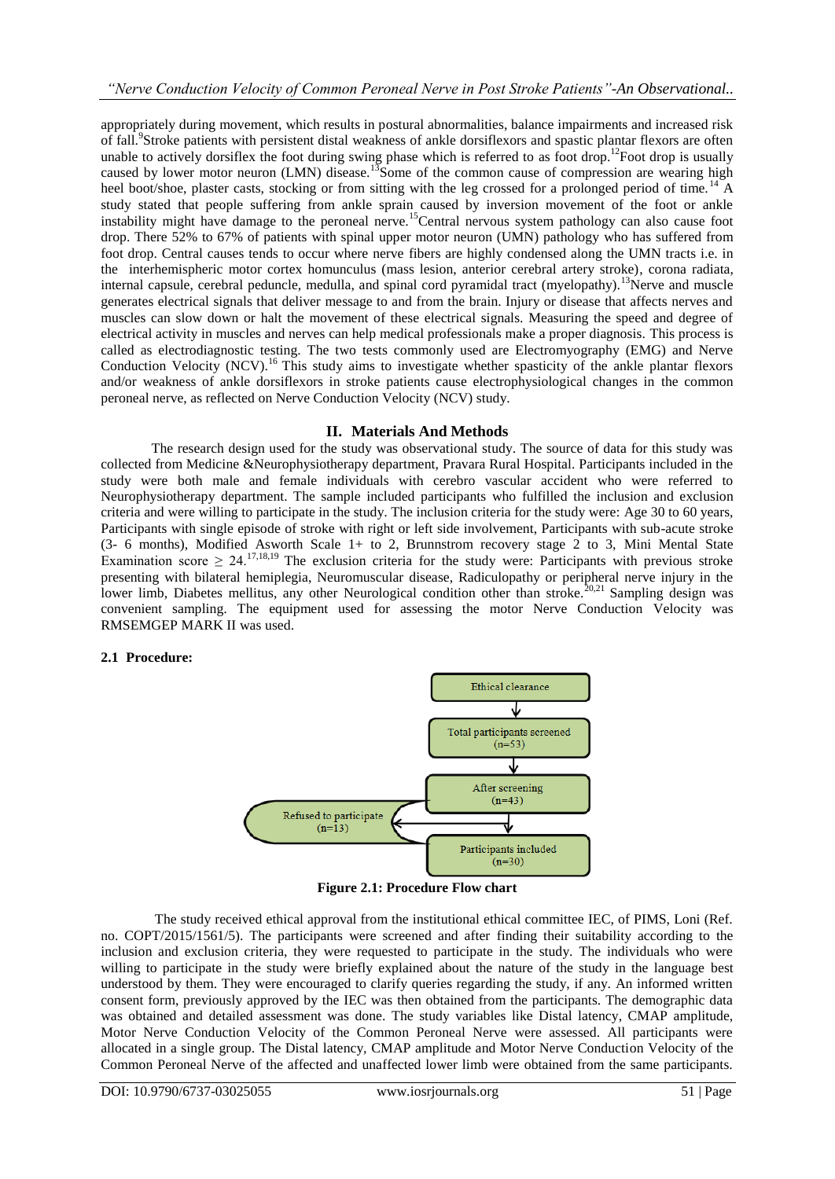appropriately during movement, which results in postural abnormalities, balance impairments and increased risk of fall.[9]Stroke patients with persistent distal weakness of ankle dorsiflexors and spastic plantar flexors are often unable to actively dorsiflex the foot during swing phase which is referred to as foot drop.[12]Foot drop is usually caused by lower motor neuron (LMN) disease.[13]Some of the common cause of compression are wearing high heel boot/shoe, plaster casts, stocking or from sitting with the leg crossed for a prolonged period of time.[14] A study stated that people suffering from ankle sprain caused by inversion movement of the foot or ankle instability might have damage to the peroneal nerve.[15]Central nervous system pathology can also cause foot drop. There 52% to 67% of patients with spinal upper motor neuron (UMN) pathology who has suffered from foot drop. Central causes tends to occur where nerve fibers are highly condensed along the UMN tracts i.e. in the interhemispheric motor cortex homunculus (mass lesion, anterior cerebral artery stroke), corona radiata, internal capsule, cerebral peduncle, medulla, and spinal cord pyramidal tract (myelopathy).[13]Nerve and muscle generates electrical signals that deliver message to and from the brain. Injury or disease that affects nerves and muscles can slow down or halt the movement of these electrical signals. Measuring the speed and degree of electrical activity in muscles and nerves can help medical professionals make a proper diagnosis. This process is called as electrodiagnostic testing. The two tests commonly used are Electromyography (EMG) and Nerve Conduction Velocity (NCV).[16] This study aims to investigate whether spasticity of the ankle plantar flexors and/or weakness of ankle dorsiflexors in stroke patients cause electrophysiological changes in the common peroneal nerve, as reflected on Nerve Conduction Velocity (NCV) study.

## II. Materials And Methods

The research design used for the study was observational study. The source of data for this study was collected from Medicine &Neurophysiotherapy department, Pravara Rural Hospital. Participants included in the study were both male and female individuals with cerebro vascular accident who were referred to Neurophysiotherapy department. The sample included participants who fulfilled the inclusion and exclusion criteria and were willing to participate in the study. The inclusion criteria for the study were: Age 30 to 60 years, Participants with single episode of stroke with right or left side involvement, Participants with sub-acute stroke (3- 6 months), Modified Asworth Scale 1+ to 2, Brunnstrom recovery stage 2 to 3, Mini Mental State Examination score ≥ 24.[17,18,19] The exclusion criteria for the study were: Participants with previous stroke presenting with bilateral hemiplegia, Neuromuscular disease, Radiculopathy or peripheral nerve injury in the lower limb, Diabetes mellitus, any other Neurological condition other than stroke.[20,21] Sampling design was convenient sampling. The equipment used for assessing the motor Nerve Conduction Velocity was RMSEMGEP MARK II was used.

### 2.1 Procedure:

Ethical clearance → Total participants screened (n=53) → After screening (n=43) → Refused to participate (n=13) / Participants included (n=30)

**Figure 2.1: Procedure Flow chart**

The study received ethical approval from the institutional ethical committee IEC, of PIMS, Loni (Ref. no. COPT/2015/1561/5). The participants were screened and after finding their suitability according to the inclusion and exclusion criteria, they were requested to participate in the study. The individuals who were willing to participate in the study were briefly explained about the nature of the study in the language best understood by them. They were encouraged to clarify queries regarding the study, if any. An informed written consent form, previously approved by the IEC was then obtained from the participants. The demographic data was obtained and detailed assessment was done. The study variables like Distal latency, CMAP amplitude, Motor Nerve Conduction Velocity of the Common Peroneal Nerve were assessed. All participants were allocated in a single group. The Distal latency, CMAP amplitude and Motor Nerve Conduction Velocity of the Common Peroneal Nerve of the affected and unaffected lower limb were obtained from the same participants.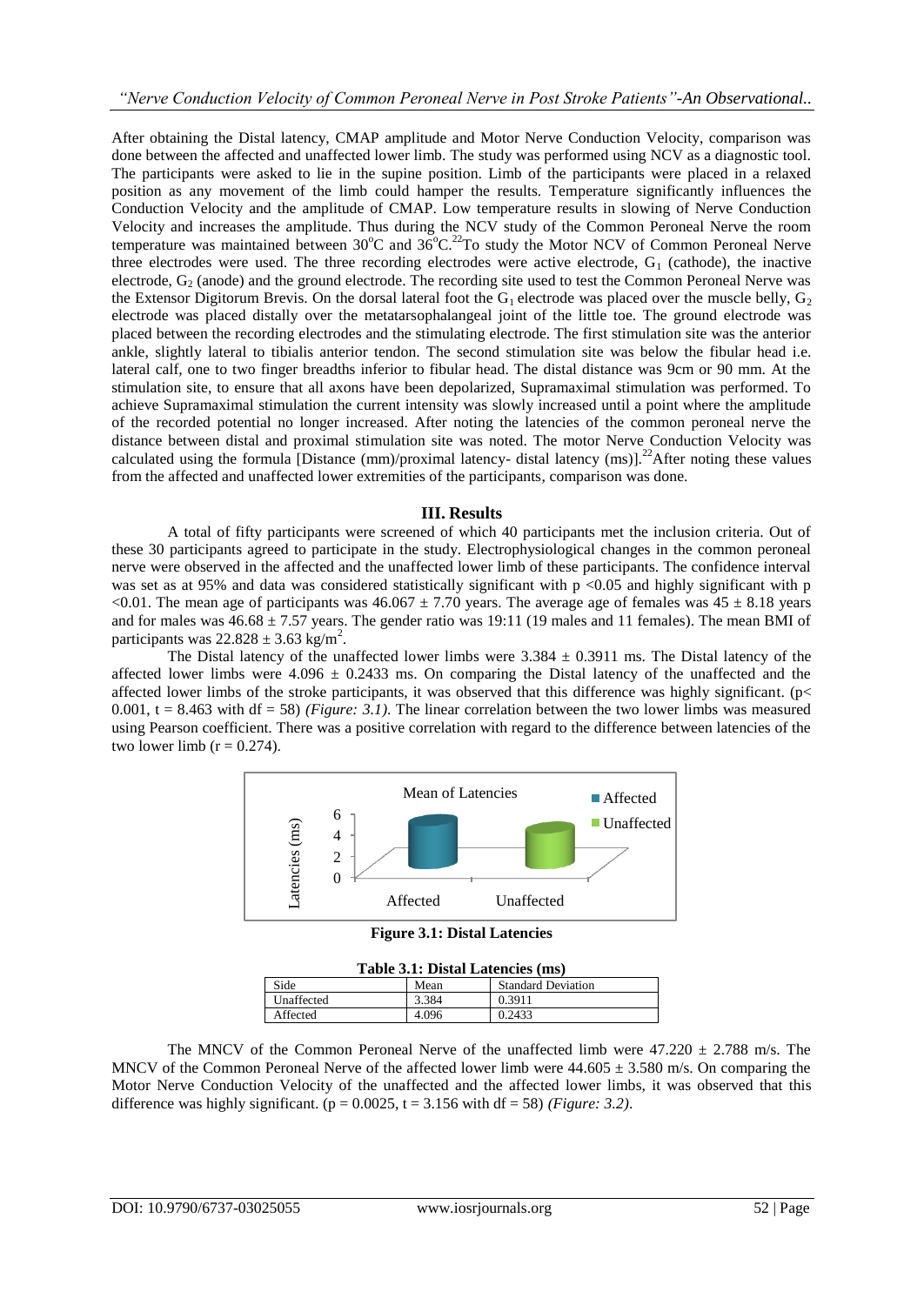After obtaining the Distal latency, CMAP amplitude and Motor Nerve Conduction Velocity, comparison was done between the affected and unaffected lower limb. The study was performed using NCV as a diagnostic tool. The participants were asked to lie in the supine position. Limb of the participants were placed in a relaxed position as any movement of the limb could hamper the results. Temperature significantly influences the Conduction Velocity and the amplitude of CMAP. Low temperature results in slowing of Nerve Conduction Velocity and increases the amplitude. Thus during the NCV study of the Common Peroneal Nerve the room temperature was maintained between 30°C and 36°C.[22] To study the Motor NCV of Common Peroneal Nerve three electrodes were used. The three recording electrodes were active electrode, $G_1$ (cathode), the inactive electrode, $G_2$ (anode) and the ground electrode. The recording site used to test the Common Peroneal Nerve was the Extensor Digitorum Brevis. On the dorsal lateral foot the $G_1$ electrode was placed over the muscle belly, $G_2$ electrode was placed distally over the metatarsophalangeal joint of the little toe. The ground electrode was placed between the recording electrodes and the stimulating electrode. The first stimulation site was the anterior ankle, slightly lateral to tibialis anterior tendon. The second stimulation site was below the fibular head i.e. lateral calf, one to two finger breadths inferior to fibular head. The distal distance was 9cm or 90 mm. At the stimulation site, to ensure that all axons have been depolarized, Supramaximal stimulation was performed. To achieve Supramaximal stimulation the current intensity was slowly increased until a point where the amplitude of the recorded potential no longer increased. After noting the latencies of the common peroneal nerve the distance between distal and proximal stimulation site was noted. The motor Nerve Conduction Velocity was calculated using the formula [Distance (mm)/proximal latency- distal latency (ms)].[22] After noting these values from the affected and unaffected lower extremities of the participants, comparison was done.

## III. Results

A total of fifty participants were screened of which 40 participants met the inclusion criteria. Out of these 30 participants agreed to participate in the study. Electrophysiological changes in the common peroneal nerve were observed in the affected and the unaffected lower limb of these participants. The confidence interval was set as at 95% and data was considered statistically significant with $p < 0.05$ and highly significant with $p < 0.01$. The mean age of participants was $46.067 \pm 7.70$ years. The average age of females was $45 \pm 8.18$ years and for males was $46.68 \pm 7.57$ years. The gender ratio was 19:11 (19 males and 11 females). The mean BMI of participants was $22.828 \pm 3.63$ kg/m$^2$.

The Distal latency of the unaffected lower limbs were $3.384 \pm 0.3911$ ms. The Distal latency of the affected lower limbs were $4.096 \pm 0.2433$ ms. On comparing the Distal latency of the unaffected and the affected lower limbs of the stroke participants, it was observed that this difference was highly significant. ($p < 0.001$, $t = 8.463$ with $df = 58$) *(Figure: 3.1)*. The linear correlation between the two lower limbs was measured using Pearson coefficient. There was a positive correlation with regard to the difference between latencies of the two lower limb ($r = 0.274$).

**Figure 3.1: Distal Latencies**

**Table 3.1: Distal Latencies (ms)**

| Side | Mean | Standard Deviation |
|---|---|---|
| Unaffected | 3.384 | 0.3911 |
| Affected | 4.096 | 0.2433 |

The MNCV of the Common Peroneal Nerve of the unaffected limb were $47.220 \pm 2.788$ m/s. The MNCV of the Common Peroneal Nerve of the affected lower limb were $44.605 \pm 3.580$ m/s. On comparing the Motor Nerve Conduction Velocity of the unaffected and the affected lower limbs, it was observed that this difference was highly significant. ($p = 0.0025$, $t = 3.156$ with $df = 58$) *(Figure: 3.2)*.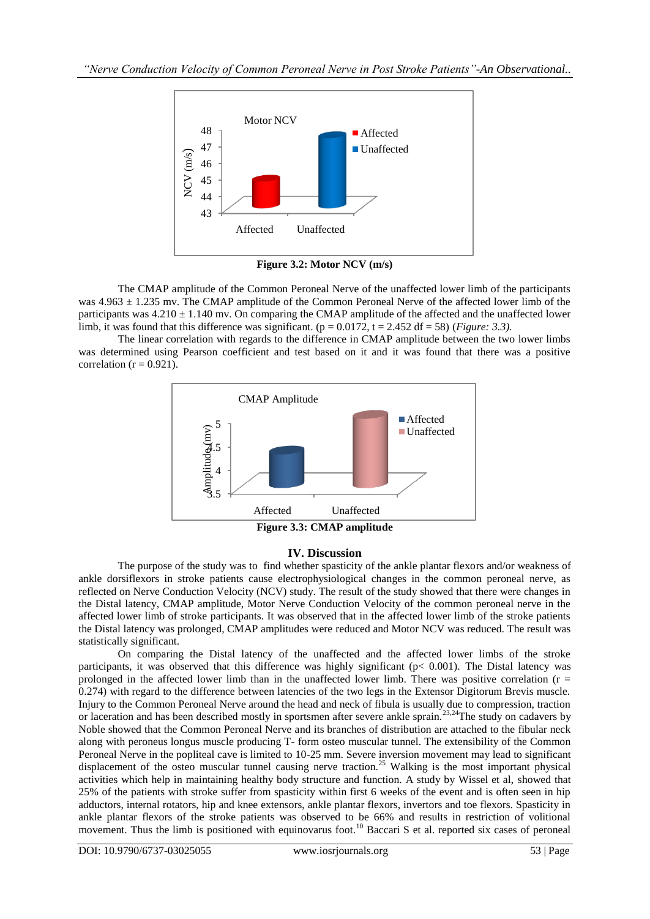**Figure 3.2: Motor NCV (m/s)**

The CMAP amplitude of the Common Peroneal Nerve of the unaffected lower limb of the participants was 4.963 ± 1.235 mv. The CMAP amplitude of the Common Peroneal Nerve of the affected lower limb of the participants was 4.210 ± 1.140 mv. On comparing the CMAP amplitude of the affected and the unaffected lower limb, it was found that this difference was significant. ($p = 0.0172$, $t = 2.452$ $df = 58$) (*Figure: 3.3).*

The linear correlation with regards to the difference in CMAP amplitude between the two lower limbs was determined using Pearson coefficient and test based on it and it was found that there was a positive correlation ($r = 0.921$).

**Figure 3.3: CMAP amplitude**

## IV. Discussion

The purpose of the study was to find whether spasticity of the ankle plantar flexors and/or weakness of ankle dorsiflexors in stroke patients cause electrophysiological changes in the common peroneal nerve, as reflected on Nerve Conduction Velocity (NCV) study. The result of the study showed that there were changes in the Distal latency, CMAP amplitude, Motor Nerve Conduction Velocity of the common peroneal nerve in the affected lower limb of stroke participants. It was observed that in the affected lower limb of the stroke patients the Distal latency was prolonged, CMAP amplitudes were reduced and Motor NCV was reduced. The result was statistically significant.

On comparing the Distal latency of the unaffected and the affected lower limbs of the stroke participants, it was observed that this difference was highly significant ($p< 0.001$). The Distal latency was prolonged in the affected lower limb than in the unaffected lower limb. There was positive correlation ($r = 0.274$) with regard to the difference between latencies of the two legs in the Extensor Digitorum Brevis muscle. Injury to the Common Peroneal Nerve around the head and neck of fibula is usually due to compression, traction or laceration and has been described mostly in sportsmen after severe ankle sprain.[23,24] The study on cadavers by Noble showed that the Common Peroneal Nerve and its branches of distribution are attached to the fibular neck along with peroneus longus muscle producing T- form osteo muscular tunnel. The extensibility of the Common Peroneal Nerve in the popliteal cave is limited to 10-25 mm. Severe inversion movement may lead to significant displacement of the osteo muscular tunnel causing nerve traction.[25] Walking is the most important physical activities which help in maintaining healthy body structure and function. A study by Wissel et al, showed that 25% of the patients with stroke suffer from spasticity within first 6 weeks of the event and is often seen in hip adductors, internal rotators, hip and knee extensors, ankle plantar flexors, invertors and toe flexors. Spasticity in ankle plantar flexors of the stroke patients was observed to be 66% and results in restriction of volitional movement. Thus the limb is positioned with equinovarus foot.[10] Baccari S et al. reported six cases of peroneal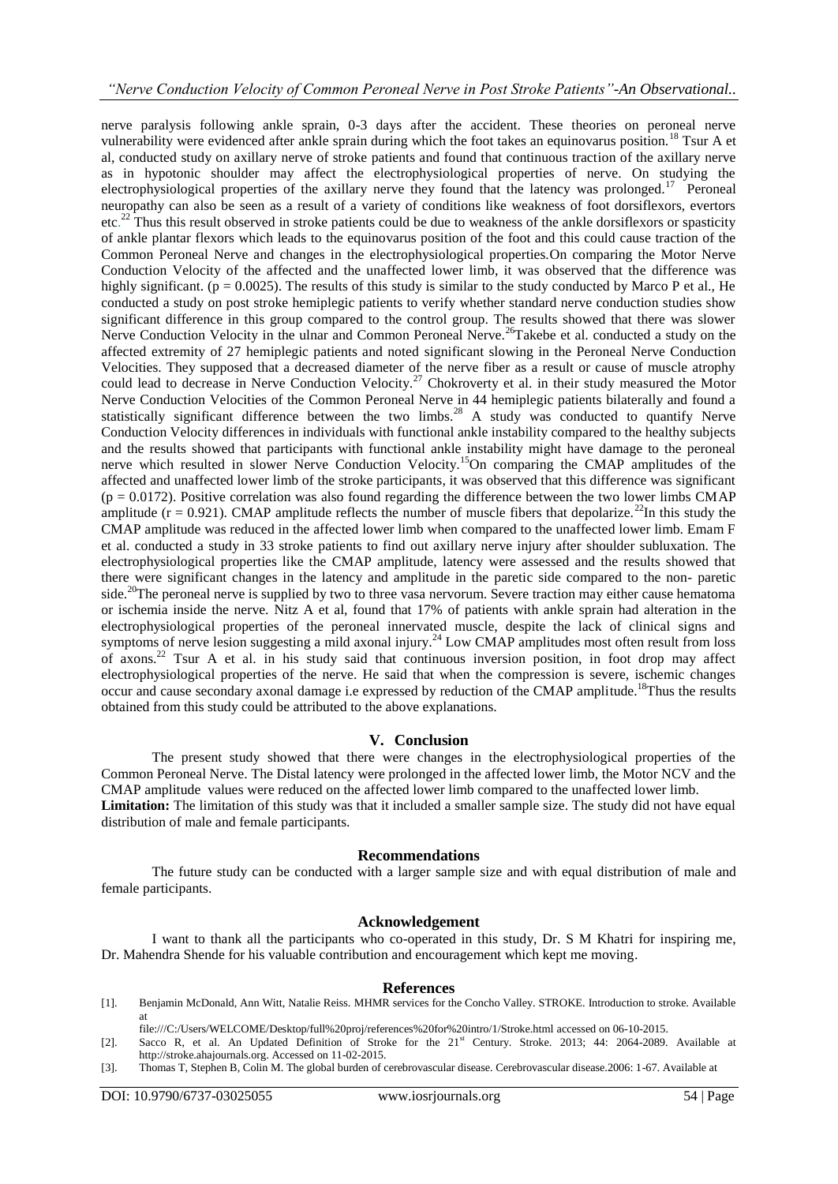nerve paralysis following ankle sprain, 0-3 days after the accident. These theories on peroneal nerve vulnerability were evidenced after ankle sprain during which the foot takes an equinovarus position.[18] Tsur A et al, conducted study on axillary nerve of stroke patients and found that continuous traction of the axillary nerve as in hypotonic shoulder may affect the electrophysiological properties of nerve. On studying the electrophysiological properties of the axillary nerve they found that the latency was prolonged.[17] Peroneal neuropathy can also be seen as a result of a variety of conditions like weakness of foot dorsiflexors, evertors etc.[22] Thus this result observed in stroke patients could be due to weakness of the ankle dorsiflexors or spasticity of ankle plantar flexors which leads to the equinovarus position of the foot and this could cause traction of the Common Peroneal Nerve and changes in the electrophysiological properties.On comparing the Motor Nerve Conduction Velocity of the affected and the unaffected lower limb, it was observed that the difference was highly significant. ($p = 0.0025$). The results of this study is similar to the study conducted by Marco P et al., He conducted a study on post stroke hemiplegic patients to verify whether standard nerve conduction studies show significant difference in this group compared to the control group. The results showed that there was slower Nerve Conduction Velocity in the ulnar and Common Peroneal Nerve.[26]Takebe et al. conducted a study on the affected extremity of 27 hemiplegic patients and noted significant slowing in the Peroneal Nerve Conduction Velocities. They supposed that a decreased diameter of the nerve fiber as a result or cause of muscle atrophy could lead to decrease in Nerve Conduction Velocity.[27] Chokroverty et al. in their study measured the Motor Nerve Conduction Velocities of the Common Peroneal Nerve in 44 hemiplegic patients bilaterally and found a statistically significant difference between the two limbs.[28] A study was conducted to quantify Nerve Conduction Velocity differences in individuals with functional ankle instability compared to the healthy subjects and the results showed that participants with functional ankle instability might have damage to the peroneal nerve which resulted in slower Nerve Conduction Velocity.[15]On comparing the CMAP amplitudes of the affected and unaffected lower limb of the stroke participants, it was observed that this difference was significant ($p = 0.0172$). Positive correlation was also found regarding the difference between the two lower limbs CMAP amplitude ($r = 0.921$). CMAP amplitude reflects the number of muscle fibers that depolarize.[22]In this study the CMAP amplitude was reduced in the affected lower limb when compared to the unaffected lower limb. Emam F et al. conducted a study in 33 stroke patients to find out axillary nerve injury after shoulder subluxation. The electrophysiological properties like the CMAP amplitude, latency were assessed and the results showed that there were significant changes in the latency and amplitude in the paretic side compared to the non- paretic side.[20]The peroneal nerve is supplied by two to three vasa nervorum. Severe traction may either cause hematoma or ischemia inside the nerve. Nitz A et al, found that 17% of patients with ankle sprain had alteration in the electrophysiological properties of the peroneal innervated muscle, despite the lack of clinical signs and symptoms of nerve lesion suggesting a mild axonal injury.[24] Low CMAP amplitudes most often result from loss of axons.[22] Tsur A et al. in his study said that continuous inversion position, in foot drop may affect electrophysiological properties of the nerve. He said that when the compression is severe, ischemic changes occur and cause secondary axonal damage i.e expressed by reduction of the CMAP amplitude.[18]Thus the results obtained from this study could be attributed to the above explanations.

## V. Conclusion

The present study showed that there were changes in the electrophysiological properties of the Common Peroneal Nerve. The Distal latency were prolonged in the affected lower limb, the Motor NCV and the CMAP amplitude values were reduced on the affected lower limb compared to the unaffected lower limb.

**Limitation:** The limitation of this study was that it included a smaller sample size. The study did not have equal distribution of male and female participants.

## Recommendations

The future study can be conducted with a larger sample size and with equal distribution of male and female participants.

## Acknowledgement

I want to thank all the participants who co-operated in this study, Dr. S M Khatri for inspiring me, Dr. Mahendra Shende for his valuable contribution and encouragement which kept me moving.

## References

[1]. Benjamin McDonald, Ann Witt, Natalie Reiss. MHMR services for the Concho Valley. STROKE. Introduction to stroke. Available at file:///C:/Users/WELCOME/Desktop/full%20proj/references%20for%20intro/1/Stroke.html accessed on 06-10-2015.

[2]. Sacco R, et al. An Updated Definition of Stroke for the 21st Century. Stroke. 2013; 44: 2064-2089. Available at http://stroke.ahajournals.org. Accessed on 11-02-2015.

[3]. Thomas T, Stephen B, Colin M. The global burden of cerebrovascular disease. Cerebrovascular disease.2006: 1-67. Available at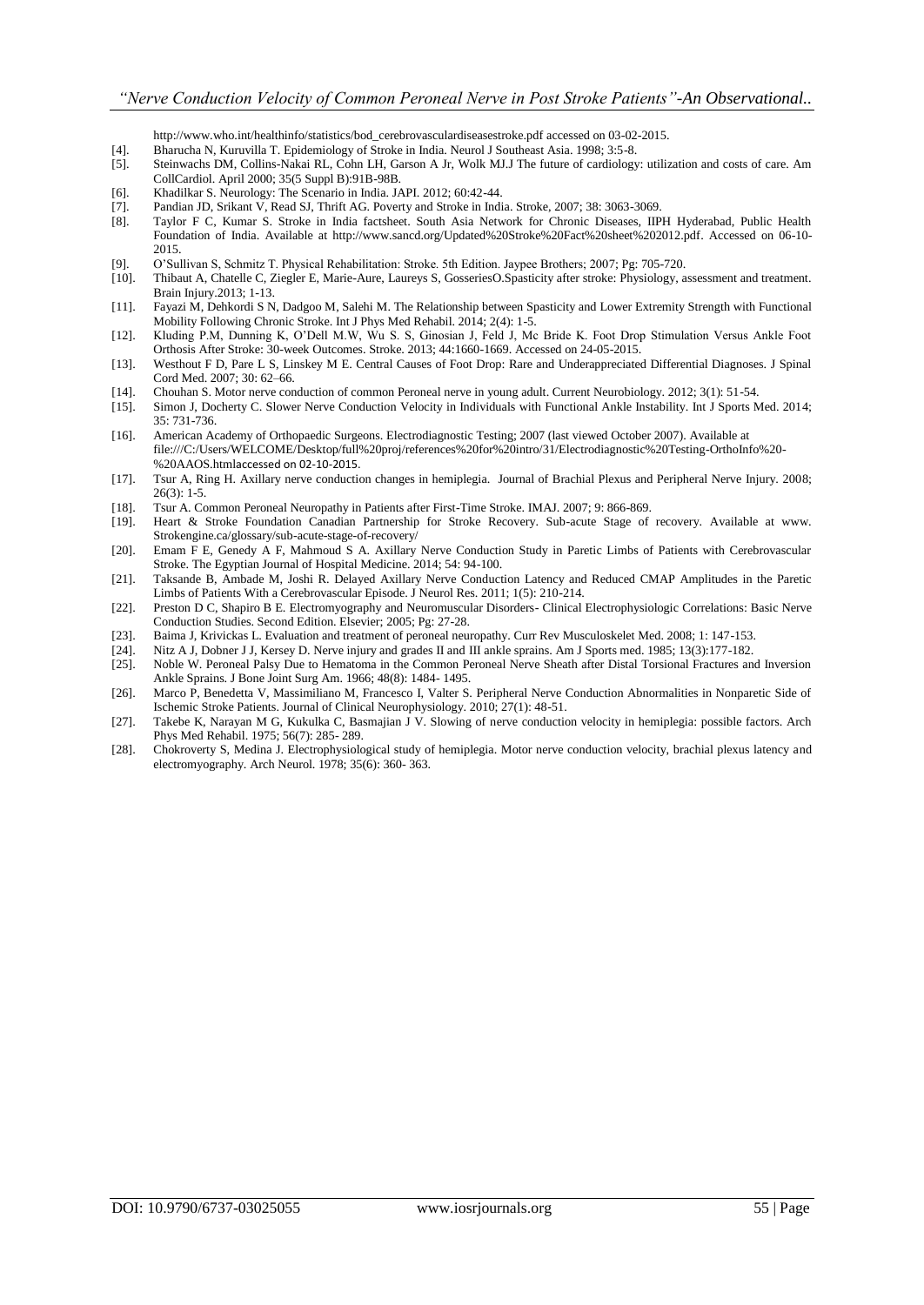http://www.who.int/healthinfo/statistics/bod_cerebrovasculardiseasestroke.pdf accessed on 03-02-2015.

[4]. Bharucha N, Kuruvilla T. Epidemiology of Stroke in India. Neurol J Southeast Asia. 1998; 3:5-8.

[5]. Steinwachs DM, Collins-Nakai RL, Cohn LH, Garson A Jr, Wolk MJ.J The future of cardiology: utilization and costs of care. Am CollCardiol. April 2000; 35(5 Suppl B):91B-98B.

[6]. Khadilkar S. Neurology: The Scenario in India. JAPI. 2012; 60:42-44.

[7]. Pandian JD, Srikant V, Read SJ, Thrift AG. Poverty and Stroke in India. Stroke, 2007; 38: 3063-3069.

[8]. Taylor F C, Kumar S. Stroke in India factsheet. South Asia Network for Chronic Diseases, IIPH Hyderabad, Public Health Foundation of India. Available at http://www.sancd.org/Updated%20Stroke%20Fact%20sheet%202012.pdf. Accessed on 06-10-2015.

[9]. O'Sullivan S, Schmitz T. Physical Rehabilitation: Stroke. 5th Edition. Jaypee Brothers; 2007; Pg: 705-720.

[10]. Thibaut A, Chatelle C, Ziegler E, Marie-Aure, Laureys S, GosseriesO.Spasticity after stroke: Physiology, assessment and treatment. Brain Injury.2013; 1-13.

[11]. Fayazi M, Dehkordi S N, Dadgoo M, Salehi M. The Relationship between Spasticity and Lower Extremity Strength with Functional Mobility Following Chronic Stroke. Int J Phys Med Rehabil. 2014; 2(4): 1-5.

[12]. Kluding P.M, Dunning K, O'Dell M.W, Wu S. S, Ginosian J, Feld J, Mc Bride K. Foot Drop Stimulation Versus Ankle Foot Orthosis After Stroke: 30-week Outcomes. Stroke. 2013; 44:1660-1669. Accessed on 24-05-2015.

[13]. Westhout F D, Pare L S, Linskey M E. Central Causes of Foot Drop: Rare and Underappreciated Differential Diagnoses. J Spinal Cord Med. 2007; 30: 62–66.

[14]. Chouhan S. Motor nerve conduction of common Peroneal nerve in young adult. Current Neurobiology. 2012; 3(1): 51-54.

[15]. Simon J, Docherty C. Slower Nerve Conduction Velocity in Individuals with Functional Ankle Instability. Int J Sports Med. 2014; 35: 731-736.

[16]. American Academy of Orthopaedic Surgeons. Electrodiagnostic Testing; 2007 (last viewed October 2007). Available at file:///C:/Users/WELCOME/Desktop/full%20proj/references%20for%20intro/31/Electrodiagnostic%20Testing-OrthoInfo%20-%20AAOS.htmlaccessed on 02-10-2015.

[17]. Tsur A, Ring H. Axillary nerve conduction changes in hemiplegia. Journal of Brachial Plexus and Peripheral Nerve Injury. 2008; 26(3): 1-5.

[18]. Tsur A. Common Peroneal Neuropathy in Patients after First-Time Stroke. IMAJ. 2007; 9: 866-869.

[19]. Heart & Stroke Foundation Canadian Partnership for Stroke Recovery. Sub-acute Stage of recovery. Available at www. Strokengine.ca/glossary/sub-acute-stage-of-recovery/

[20]. Emam F E, Genedy A F, Mahmoud S A. Axillary Nerve Conduction Study in Paretic Limbs of Patients with Cerebrovascular Stroke. The Egyptian Journal of Hospital Medicine. 2014; 54: 94-100.

[21]. Taksande B, Ambade M, Joshi R. Delayed Axillary Nerve Conduction Latency and Reduced CMAP Amplitudes in the Paretic Limbs of Patients With a Cerebrovascular Episode. J Neurol Res. 2011; 1(5): 210-214.

[22]. Preston D C, Shapiro B E. Electromyography and Neuromuscular Disorders- Clinical Electrophysiologic Correlations: Basic Nerve Conduction Studies. Second Edition. Elsevier; 2005; Pg: 27-28.

[23]. Baima J, Krivickas L. Evaluation and treatment of peroneal neuropathy. Curr Rev Musculoskelet Med. 2008; 1: 147-153.

[24]. Nitz A J, Dobner J J, Kersey D. Nerve injury and grades II and III ankle sprains. Am J Sports med. 1985; 13(3):177-182.

[25]. Noble W. Peroneal Palsy Due to Hematoma in the Common Peroneal Nerve Sheath after Distal Torsional Fractures and Inversion Ankle Sprains. J Bone Joint Surg Am. 1966; 48(8): 1484- 1495.

[26]. Marco P, Benedetta V, Massimiliano M, Francesco I, Valter S. Peripheral Nerve Conduction Abnormalities in Nonparetic Side of Ischemic Stroke Patients. Journal of Clinical Neurophysiology. 2010; 27(1): 48-51.

[27]. Takebe K, Narayan M G, Kukulka C, Basmajian J V. Slowing of nerve conduction velocity in hemiplegia: possible factors. Arch Phys Med Rehabil. 1975; 56(7): 285- 289.

[28]. Chokroverty S, Medina J. Electrophysiological study of hemiplegia. Motor nerve conduction velocity, brachial plexus latency and electromyography. Arch Neurol. 1978; 35(6): 360- 363.